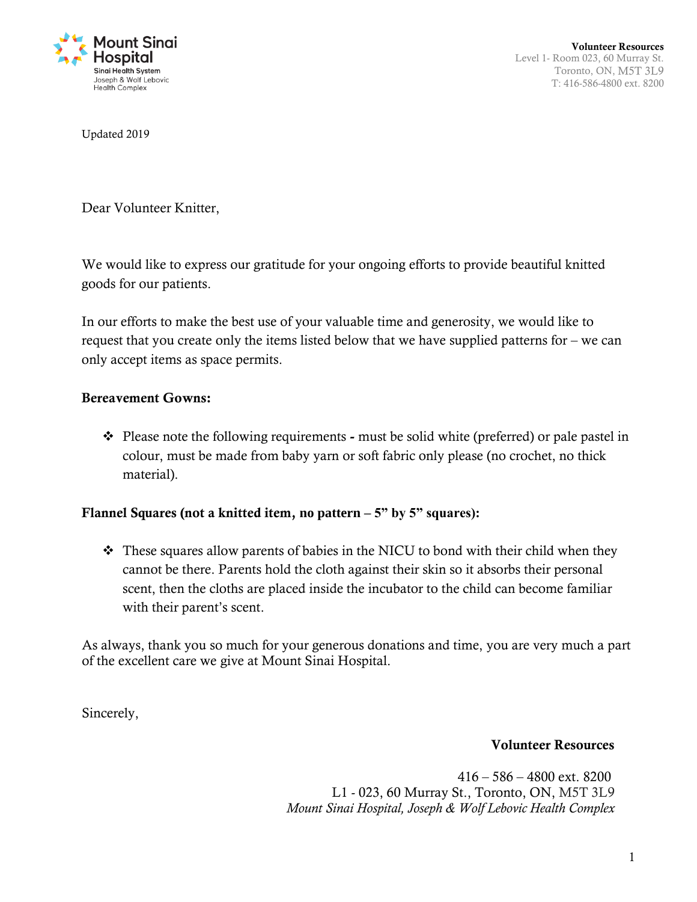Mount Sinai Hospital
Sinai Health System
Joseph & Wolf Lebovic Health Complex

**Volunteer Resources**
Level 1- Room 023, 60 Murray St.
Toronto, ON, M5T 3L9
T: 416-586-4800 ext. 8200

Updated 2019

Dear Volunteer Knitter,

We would like to express our gratitude for your ongoing efforts to provide beautiful knitted goods for our patients.

In our efforts to make the best use of your valuable time and generosity, we would like to request that you create only the items listed below that we have supplied patterns for – we can only accept items as space permits.

**Bereavement Gowns:**

- Please note the following requirements **-** must be solid white (preferred) or pale pastel in colour, must be made from baby yarn or soft fabric only please (no crochet, no thick material).

**Flannel Squares (not a knitted item, no pattern – 5" by 5" squares):**

- These squares allow parents of babies in the NICU to bond with their child when they cannot be there. Parents hold the cloth against their skin so it absorbs their personal scent, then the cloths are placed inside the incubator to the child can become familiar with their parent's scent.

As always, thank you so much for your generous donations and time, you are very much a part of the excellent care we give at Mount Sinai Hospital.

Sincerely,

**Volunteer Resources**

416 – 586 – 4800 ext. 8200
L1 - 023, 60 Murray St., Toronto, ON, M5T 3L9
*Mount Sinai Hospital, Joseph & Wolf Lebovic Health Complex*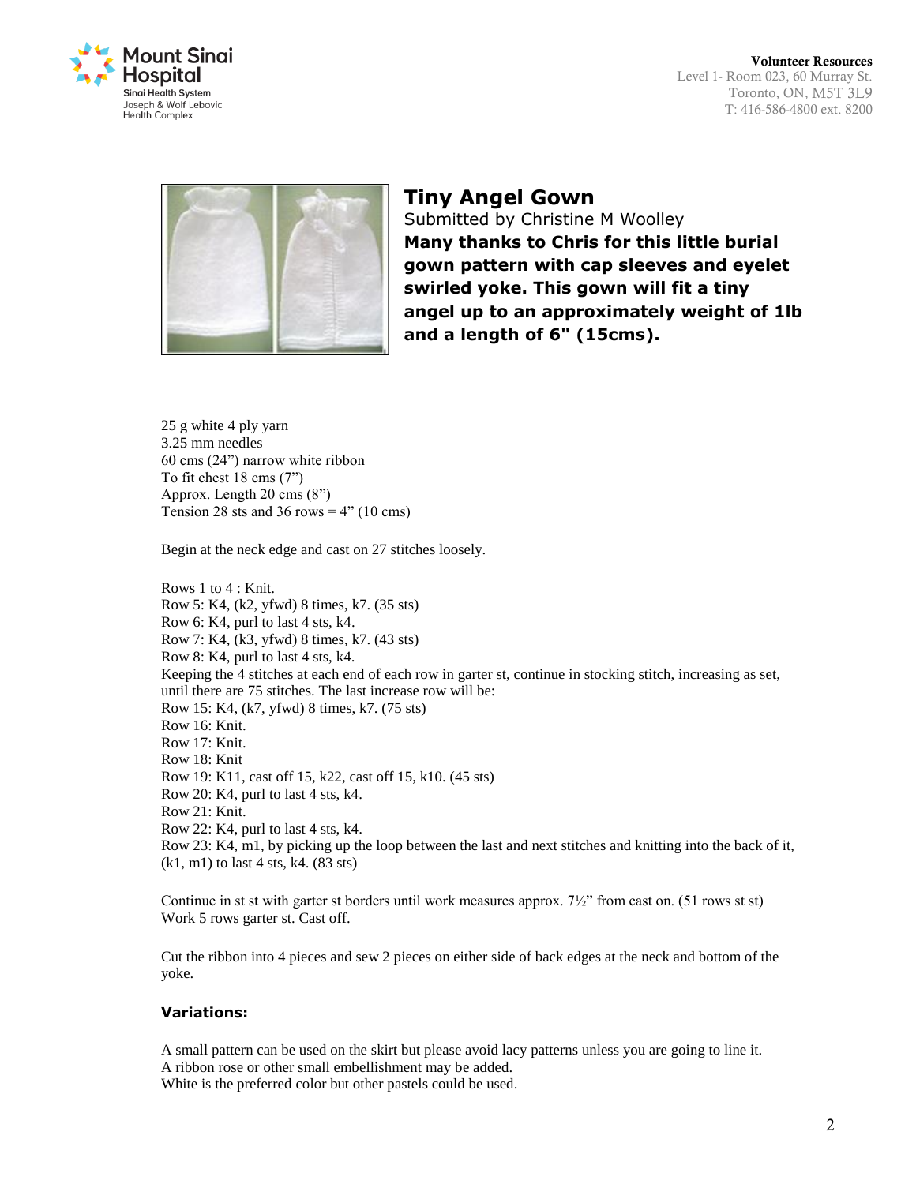# Tiny Angel Gown

Submitted by Christine M Woolley

**Many thanks to Chris for this little burial gown pattern with cap sleeves and eyelet swirled yoke. This gown will fit a tiny angel up to an approximately weight of 1lb and a length of 6" (15cms).**

25 g white 4 ply yarn
3.25 mm needles
60 cms (24") narrow white ribbon
To fit chest 18 cms (7")
Approx. Length 20 cms (8")
Tension 28 sts and 36 rows = 4" (10 cms)

Begin at the neck edge and cast on 27 stitches loosely.

Rows 1 to 4 : Knit.
Row 5: K4, (k2, yfwd) 8 times, k7. (35 sts)
Row 6: K4, purl to last 4 sts, k4.
Row 7: K4, (k3, yfwd) 8 times, k7. (43 sts)
Row 8: K4, purl to last 4 sts, k4.
Keeping the 4 stitches at each end of each row in garter st, continue in stocking stitch, increasing as set, until there are 75 stitches. The last increase row will be:
Row 15: K4, (k7, yfwd) 8 times, k7. (75 sts)
Row 16: Knit.
Row 17: Knit.
Row 18: Knit
Row 19: K11, cast off 15, k22, cast off 15, k10. (45 sts)
Row 20: K4, purl to last 4 sts, k4.
Row 21: Knit.
Row 22: K4, purl to last 4 sts, k4.
Row 23: K4, m1, by picking up the loop between the last and next stitches and knitting into the back of it, (k1, m1) to last 4 sts, k4. (83 sts)

Continue in st st with garter st borders until work measures approx. 7½" from cast on. (51 rows st st)
Work 5 rows garter st. Cast off.

Cut the ribbon into 4 pieces and sew 2 pieces on either side of back edges at the neck and bottom of the yoke.

**Variations:**

A small pattern can be used on the skirt but please avoid lacy patterns unless you are going to line it.
A ribbon rose or other small embellishment may be added.
White is the preferred color but other pastels could be used.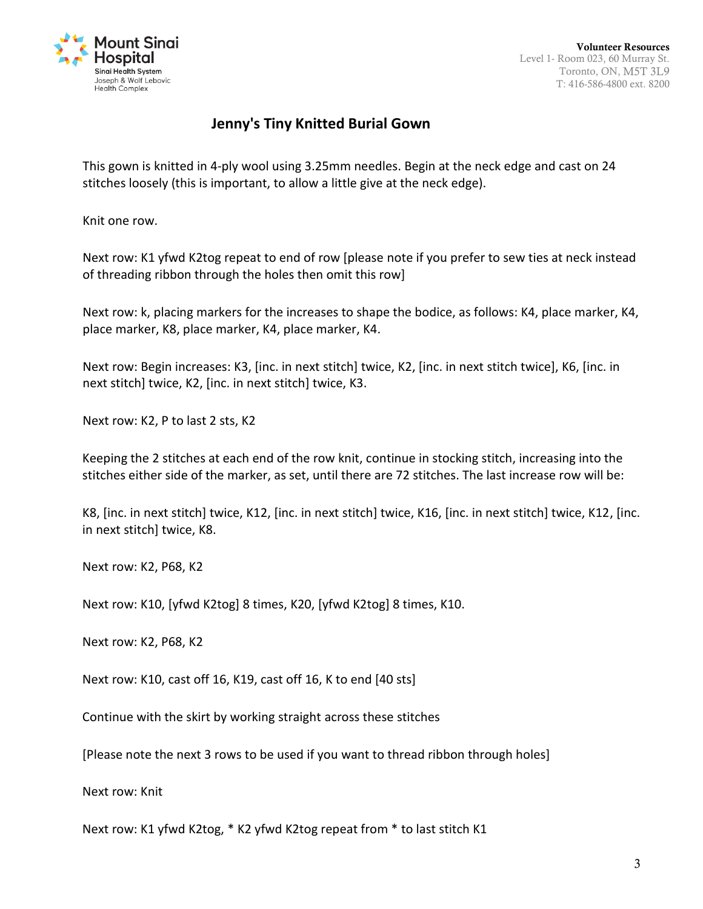Mount Sinai Hospital
Sinai Health System
Joseph & Wolf Lebovic Health Complex

**Volunteer Resources**
Level 1- Room 023, 60 Murray St.
Toronto, ON, M5T 3L9
T: 416-586-4800 ext. 8200

## Jenny's Tiny Knitted Burial Gown

This gown is knitted in 4-ply wool using 3.25mm needles. Begin at the neck edge and cast on 24 stitches loosely (this is important, to allow a little give at the neck edge).

Knit one row.

Next row: K1 yfwd K2tog repeat to end of row [please note if you prefer to sew ties at neck instead of threading ribbon through the holes then omit this row]

Next row: k, placing markers for the increases to shape the bodice, as follows: K4, place marker, K4, place marker, K8, place marker, K4, place marker, K4.

Next row: Begin increases: K3, [inc. in next stitch] twice, K2, [inc. in next stitch twice], K6, [inc. in next stitch] twice, K2, [inc. in next stitch] twice, K3.

Next row: K2, P to last 2 sts, K2

Keeping the 2 stitches at each end of the row knit, continue in stocking stitch, increasing into the stitches either side of the marker, as set, until there are 72 stitches. The last increase row will be:

K8, [inc. in next stitch] twice, K12, [inc. in next stitch] twice, K16, [inc. in next stitch] twice, K12, [inc. in next stitch] twice, K8.

Next row: K2, P68, K2

Next row: K10, [yfwd K2tog] 8 times, K20, [yfwd K2tog] 8 times, K10.

Next row: K2, P68, K2

Next row: K10, cast off 16, K19, cast off 16, K to end [40 sts]

Continue with the skirt by working straight across these stitches

[Please note the next 3 rows to be used if you want to thread ribbon through holes]

Next row: Knit

Next row: K1 yfwd K2tog, * K2 yfwd K2tog repeat from * to last stitch K1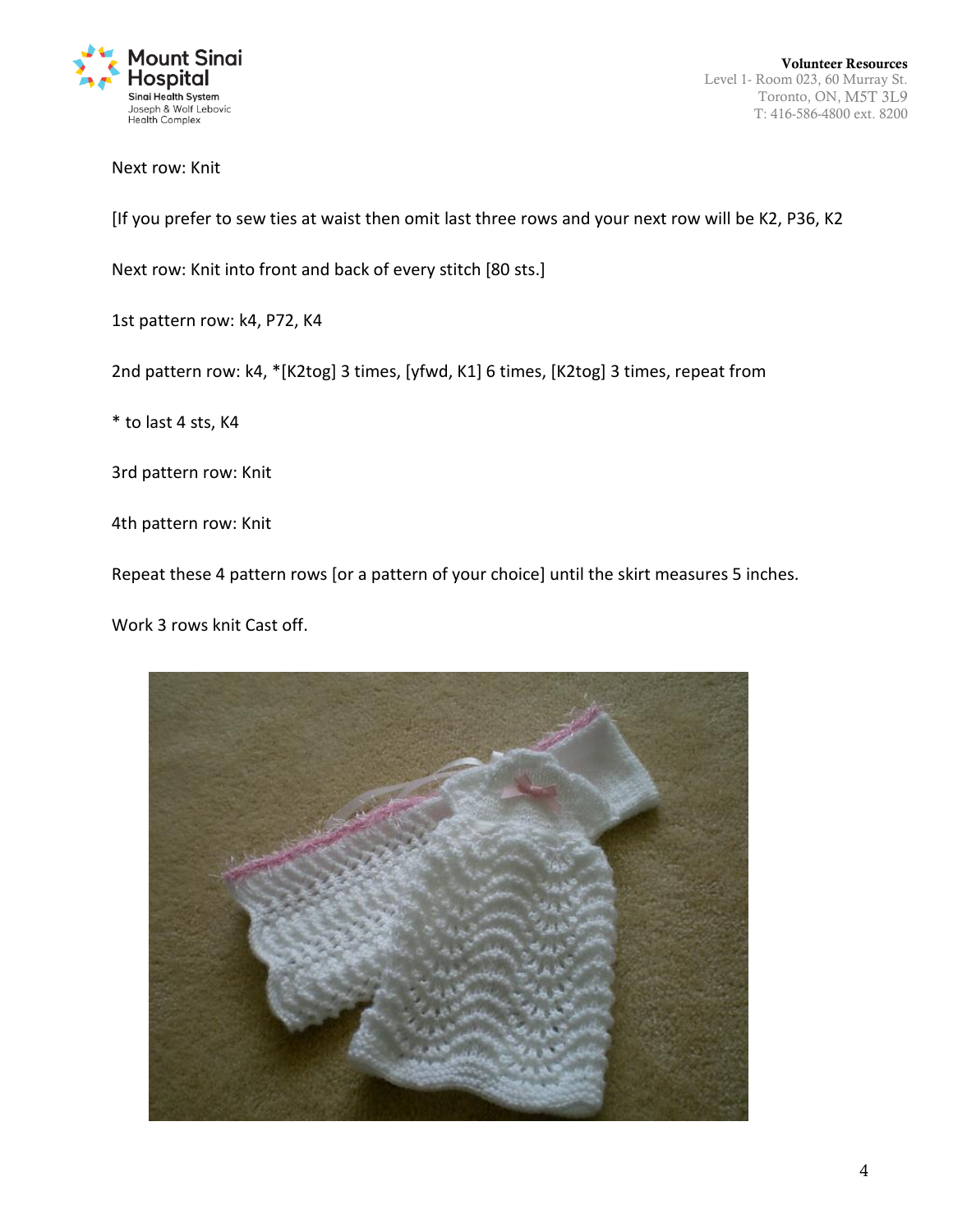Next row: Knit

[If you prefer to sew ties at waist then omit last three rows and your next row will be K2, P36, K2

Next row: Knit into front and back of every stitch [80 sts.]

1st pattern row: k4, P72, K4

2nd pattern row: k4, *[K2tog] 3 times, [yfwd, K1] 6 times, [K2tog] 3 times, repeat from

* to last 4 sts, K4

3rd pattern row: Knit

4th pattern row: Knit

Repeat these 4 pattern rows [or a pattern of your choice] until the skirt measures 5 inches.

Work 3 rows knit Cast off.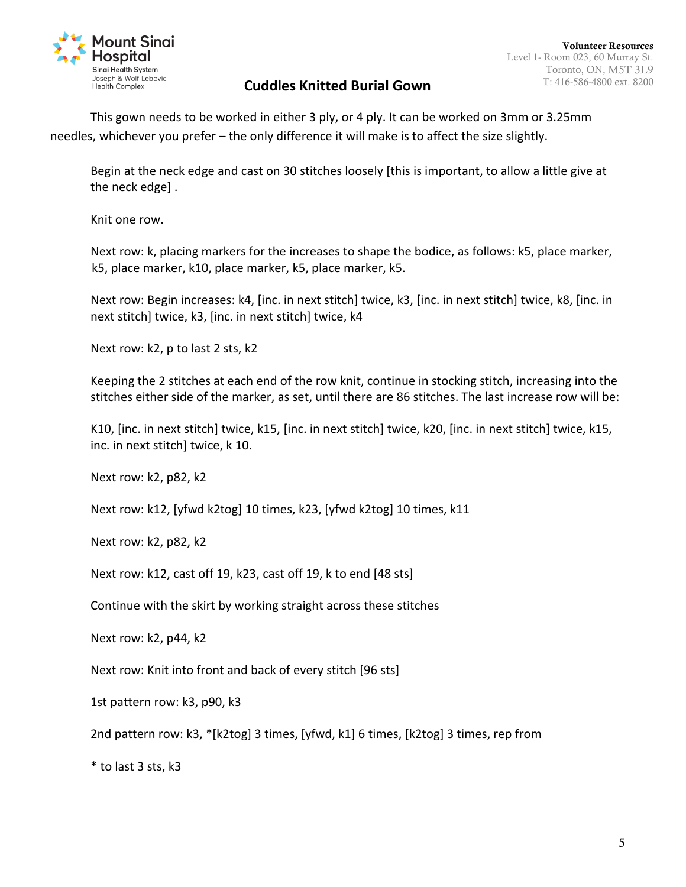# Cuddles Knitted Burial Gown

This gown needs to be worked in either 3 ply, or 4 ply. It can be worked on 3mm or 3.25mm needles, whichever you prefer – the only difference it will make is to affect the size slightly.

Begin at the neck edge and cast on 30 stitches loosely [this is important, to allow a little give at the neck edge] .

Knit one row.

Next row: k, placing markers for the increases to shape the bodice, as follows: k5, place marker, k5, place marker, k10, place marker, k5, place marker, k5.

Next row: Begin increases: k4, [inc. in next stitch] twice, k3, [inc. in next stitch] twice, k8, [inc. in next stitch] twice, k3, [inc. in next stitch] twice, k4

Next row: k2, p to last 2 sts, k2

Keeping the 2 stitches at each end of the row knit, continue in stocking stitch, increasing into the stitches either side of the marker, as set, until there are 86 stitches. The last increase row will be:

K10, [inc. in next stitch] twice, k15, [inc. in next stitch] twice, k20, [inc. in next stitch] twice, k15, inc. in next stitch] twice, k 10.

Next row: k2, p82, k2

Next row: k12, [yfwd k2tog] 10 times, k23, [yfwd k2tog] 10 times, k11

Next row: k2, p82, k2

Next row: k12, cast off 19, k23, cast off 19, k to end [48 sts]

Continue with the skirt by working straight across these stitches

Next row: k2, p44, k2

Next row: Knit into front and back of every stitch [96 sts]

1st pattern row: k3, p90, k3

2nd pattern row: k3, *[k2tog] 3 times, [yfwd, k1] 6 times, [k2tog] 3 times, rep from

* to last 3 sts, k3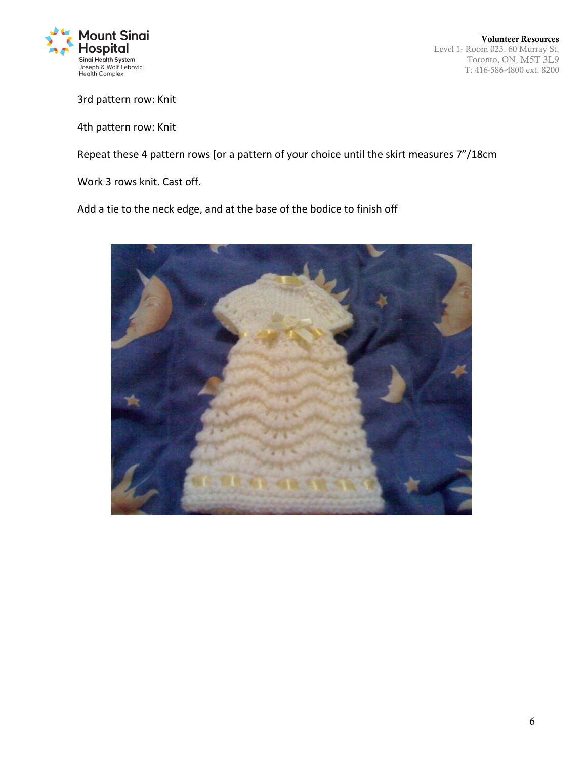3rd pattern row: Knit

4th pattern row: Knit

Repeat these 4 pattern rows [or a pattern of your choice until the skirt measures 7”/18cm

Work 3 rows knit. Cast off.

Add a tie to the neck edge, and at the base of the bodice to finish off